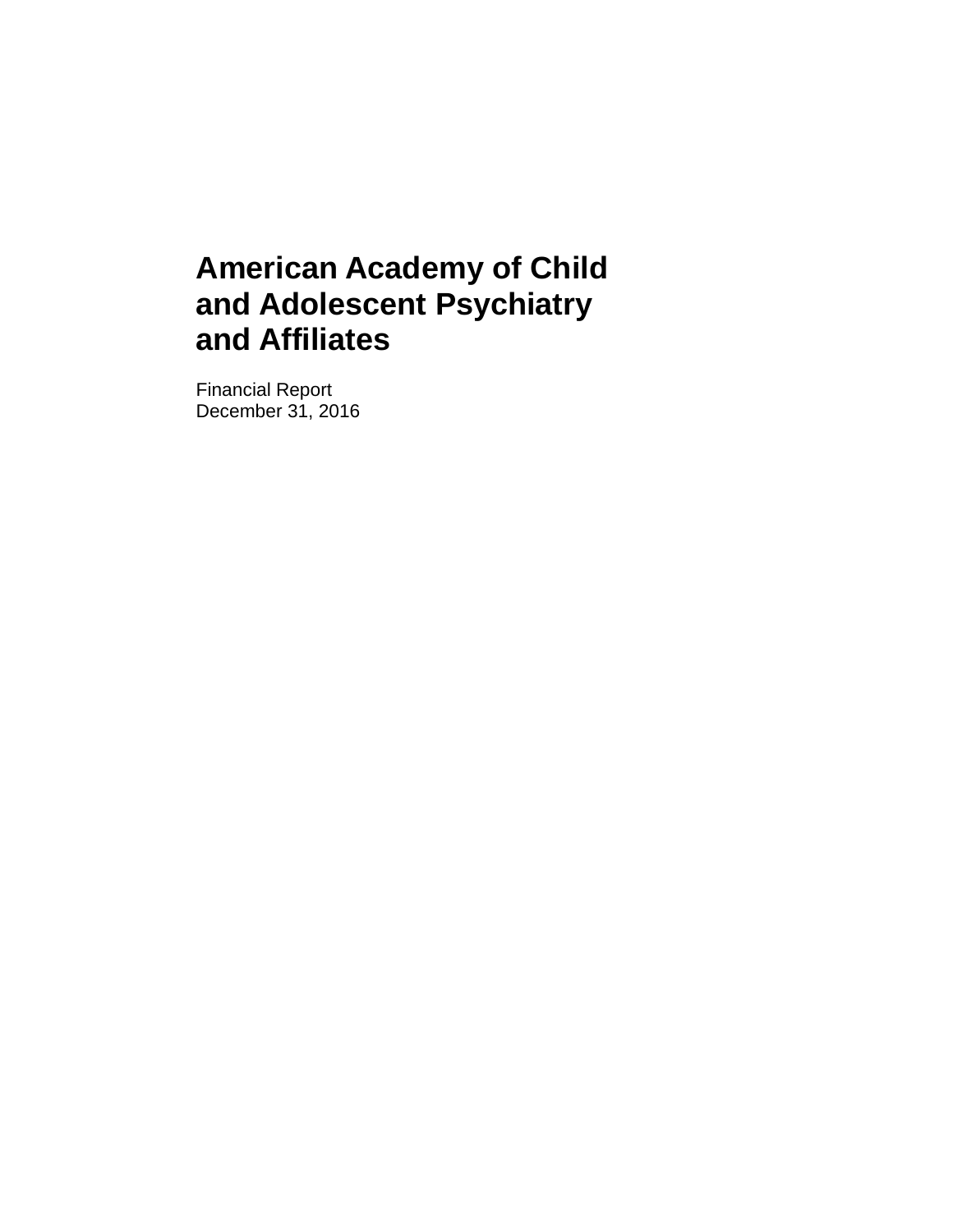# American Academy of Child and Adolescent Psychiatry and Affiliates

Financial Report
December 31, 2016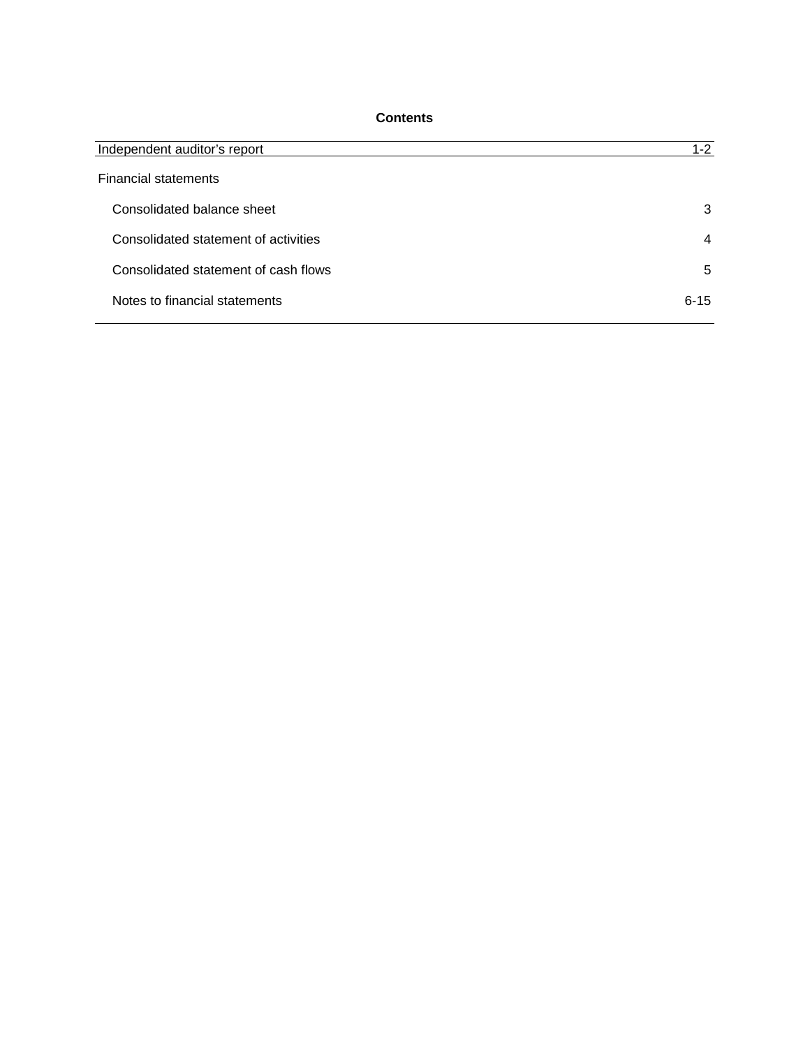## Contents

| | |
|---|---|
| Independent auditor’s report | 1-2 |
| Financial statements | |
| Consolidated balance sheet | 3 |
| Consolidated statement of activities | 4 |
| Consolidated statement of cash flows | 5 |
| Notes to financial statements | 6-15 |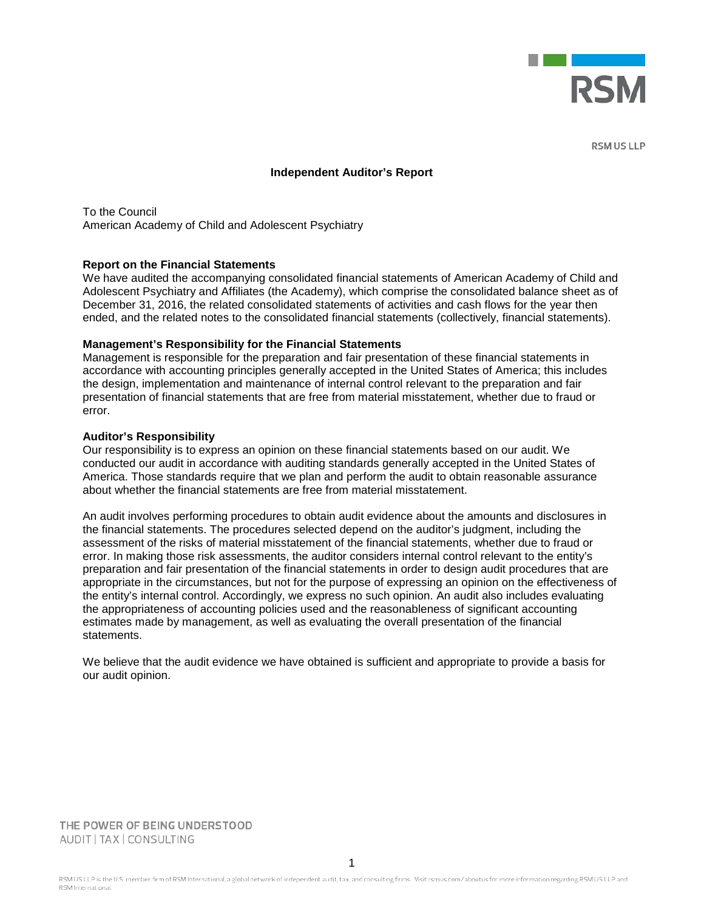RSM US LLP

## Independent Auditor's Report

To the Council
American Academy of Child and Adolescent Psychiatry

**Report on the Financial Statements**
We have audited the accompanying consolidated financial statements of American Academy of Child and Adolescent Psychiatry and Affiliates (the Academy), which comprise the consolidated balance sheet as of December 31, 2016, the related consolidated statements of activities and cash flows for the year then ended, and the related notes to the consolidated financial statements (collectively, financial statements).

**Management's Responsibility for the Financial Statements**
Management is responsible for the preparation and fair presentation of these financial statements in accordance with accounting principles generally accepted in the United States of America; this includes the design, implementation and maintenance of internal control relevant to the preparation and fair presentation of financial statements that are free from material misstatement, whether due to fraud or error.

**Auditor's Responsibility**
Our responsibility is to express an opinion on these financial statements based on our audit. We conducted our audit in accordance with auditing standards generally accepted in the United States of America. Those standards require that we plan and perform the audit to obtain reasonable assurance about whether the financial statements are free from material misstatement.

An audit involves performing procedures to obtain audit evidence about the amounts and disclosures in the financial statements. The procedures selected depend on the auditor's judgment, including the assessment of the risks of material misstatement of the financial statements, whether due to fraud or error. In making those risk assessments, the auditor considers internal control relevant to the entity's preparation and fair presentation of the financial statements in order to design audit procedures that are appropriate in the circumstances, but not for the purpose of expressing an opinion on the effectiveness of the entity's internal control. Accordingly, we express no such opinion. An audit also includes evaluating the appropriateness of accounting policies used and the reasonableness of significant accounting estimates made by management, as well as evaluating the overall presentation of the financial statements.

We believe that the audit evidence we have obtained is sufficient and appropriate to provide a basis for our audit opinion.

THE POWER OF BEING UNDERSTOOD
AUDIT | TAX | CONSULTING

RSM US LLP is the U.S. member firm of RSM International, a global network of independent audit, tax, and consulting firms. Visit rsmus.com/aboutus for more information regarding RSM US LLP and RSM International.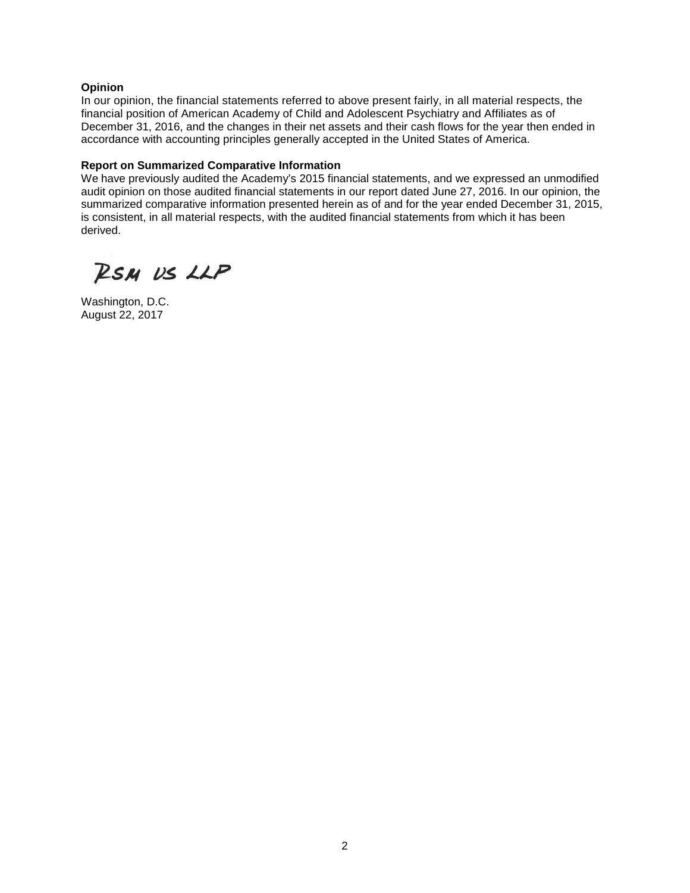**Opinion**

In our opinion, the financial statements referred to above present fairly, in all material respects, the financial position of American Academy of Child and Adolescent Psychiatry and Affiliates as of December 31, 2016, and the changes in their net assets and their cash flows for the year then ended in accordance with accounting principles generally accepted in the United States of America.

**Report on Summarized Comparative Information**

We have previously audited the Academy's 2015 financial statements, and we expressed an unmodified audit opinion on those audited financial statements in our report dated June 27, 2016. In our opinion, the summarized comparative information presented herein as of and for the year ended December 31, 2015, is consistent, in all material respects, with the audited financial statements from which it has been derived.

RSM US LLP

Washington, D.C.
August 22, 2017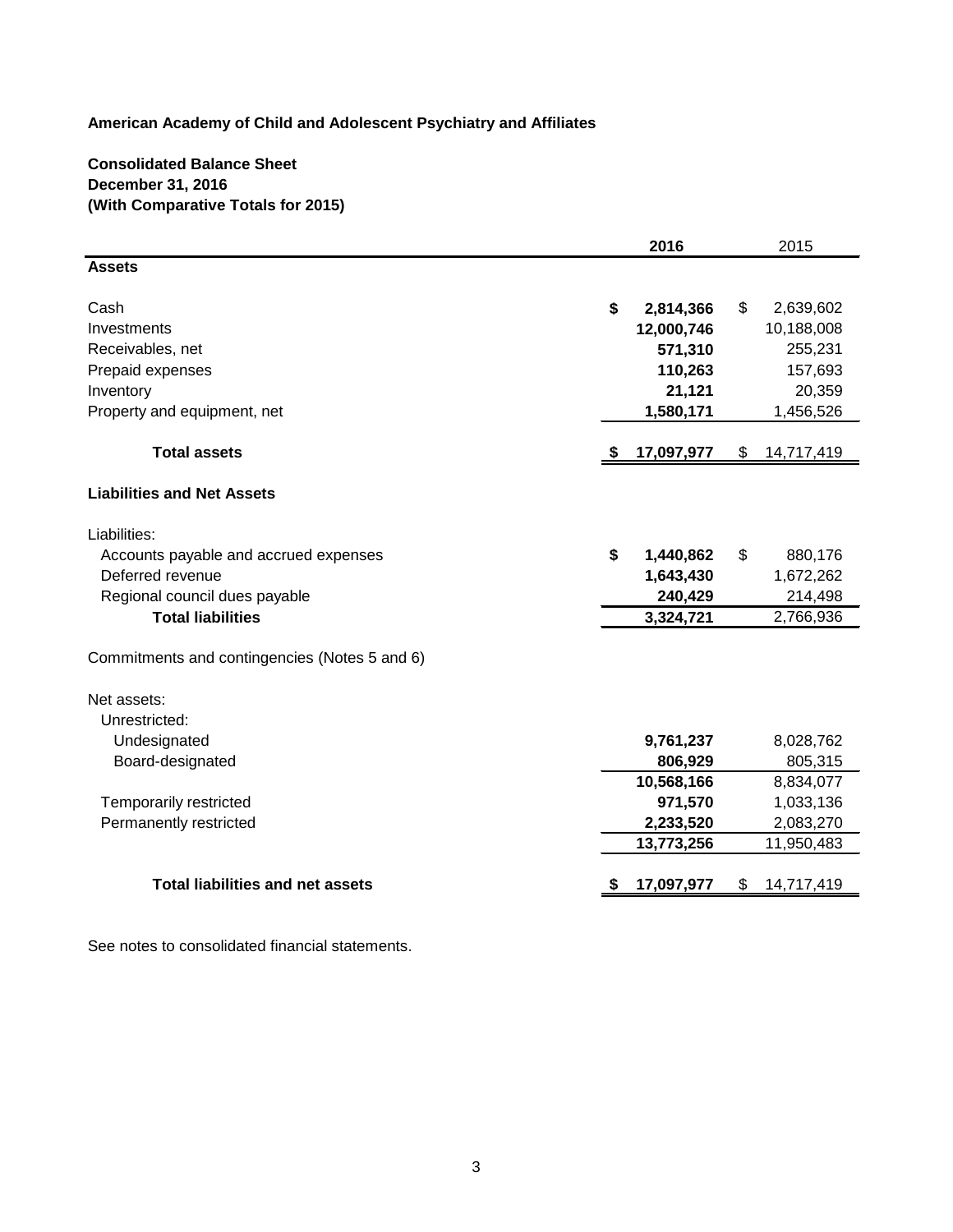**American Academy of Child and Adolescent Psychiatry and Affiliates**

**Consolidated Balance Sheet**
**December 31, 2016**
**(With Comparative Totals for 2015)**

| | 2016 | 2015 |
|---|---|---|
| **Assets** | | |
| Cash | **$ 2,814,366** | $ 2,639,602 |
| Investments | **12,000,746** | 10,188,008 |
| Receivables, net | **571,310** | 255,231 |
| Prepaid expenses | **110,263** | 157,693 |
| Inventory | **21,121** | 20,359 |
| Property and equipment, net | **1,580,171** | 1,456,526 |
| **Total assets** | **$ 17,097,977** | $ 14,717,419 |
| **Liabilities and Net Assets** | | |
| Liabilities: | | |
| Accounts payable and accrued expenses | **$ 1,440,862** | $ 880,176 |
| Deferred revenue | **1,643,430** | 1,672,262 |
| Regional council dues payable | **240,429** | 214,498 |
| **Total liabilities** | **3,324,721** | 2,766,936 |
| Commitments and contingencies (Notes 5 and 6) | | |
| Net assets: | | |
| Unrestricted: | | |
| Undesignated | **9,761,237** | 8,028,762 |
| Board-designated | **806,929** | 805,315 |
| | **10,568,166** | 8,834,077 |
| Temporarily restricted | **971,570** | 1,033,136 |
| Permanently restricted | **2,233,520** | 2,083,270 |
| | **13,773,256** | 11,950,483 |
| **Total liabilities and net assets** | **$ 17,097,977** | $ 14,717,419 |

See notes to consolidated financial statements.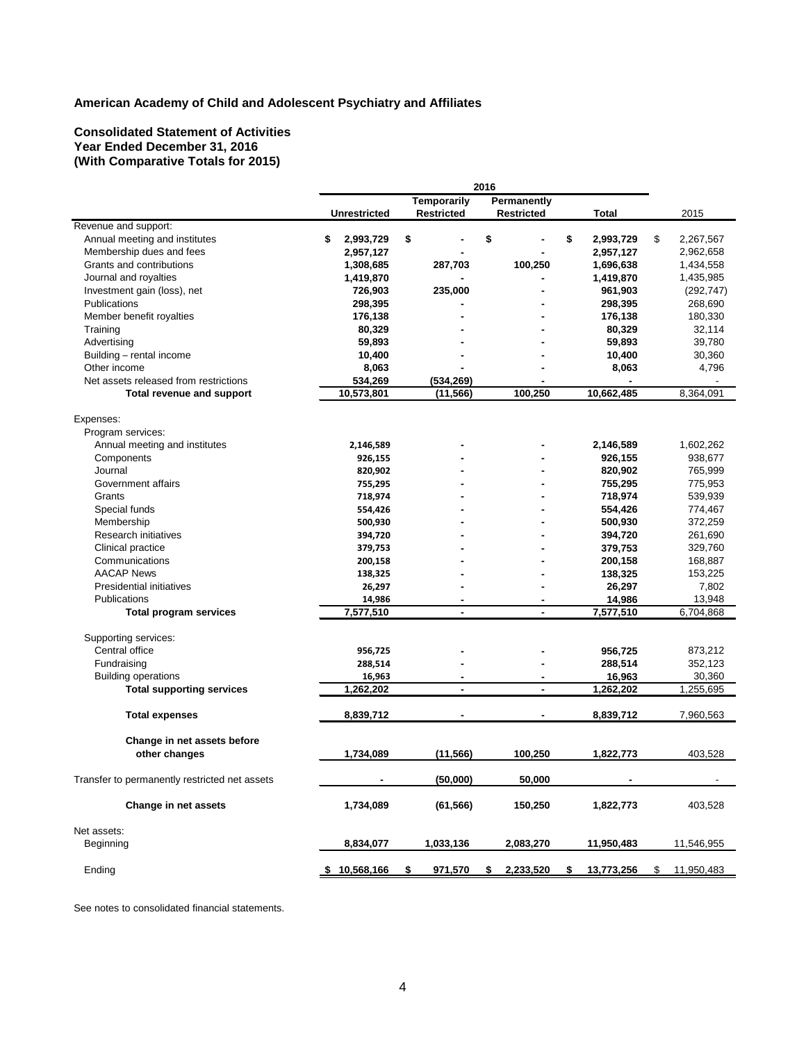## American Academy of Child and Adolescent Psychiatry and Affiliates

### Consolidated Statement of Activities
### Year Ended December 31, 2016
### (With Comparative Totals for 2015)

| | 2016 | | | | |
|---|---|---|---|---|---|
| | Unrestricted | Temporarily Restricted | Permanently Restricted | Total | 2015 |
| **Revenue and support:** | | | | | |
| Annual meeting and institutes | $ 2,993,729 | $ - | $ - | $ 2,993,729 | $ 2,267,567 |
| Membership dues and fees | 2,957,127 | - | - | 2,957,127 | 2,962,658 |
| Grants and contributions | 1,308,685 | 287,703 | 100,250 | 1,696,638 | 1,434,558 |
| Journal and royalties | 1,419,870 | - | - | 1,419,870 | 1,435,985 |
| Investment gain (loss), net | 726,903 | 235,000 | - | 961,903 | (292,747) |
| Publications | 298,395 | - | - | 298,395 | 268,690 |
| Member benefit royalties | 176,138 | - | - | 176,138 | 180,330 |
| Training | 80,329 | - | - | 80,329 | 32,114 |
| Advertising | 59,893 | - | - | 59,893 | 39,780 |
| Building – rental income | 10,400 | - | - | 10,400 | 30,360 |
| Other income | 8,063 | - | - | 8,063 | 4,796 |
| Net assets released from restrictions | 534,269 | (534,269) | - | - | - |
| **Total revenue and support** | 10,573,801 | (11,566) | 100,250 | 10,662,485 | 8,364,091 |
| **Expenses:** | | | | | |
| Program services: | | | | | |
| Annual meeting and institutes | 2,146,589 | - | - | 2,146,589 | 1,602,262 |
| Components | 926,155 | - | - | 926,155 | 938,677 |
| Journal | 820,902 | - | - | 820,902 | 765,999 |
| Government affairs | 755,295 | - | - | 755,295 | 775,953 |
| Grants | 718,974 | - | - | 718,974 | 539,939 |
| Special funds | 554,426 | - | - | 554,426 | 774,467 |
| Membership | 500,930 | - | - | 500,930 | 372,259 |
| Research initiatives | 394,720 | - | - | 394,720 | 261,690 |
| Clinical practice | 379,753 | - | - | 379,753 | 329,760 |
| Communications | 200,158 | - | - | 200,158 | 168,887 |
| AACAP News | 138,325 | - | - | 138,325 | 153,225 |
| Presidential initiatives | 26,297 | - | - | 26,297 | 7,802 |
| Publications | 14,986 | - | - | 14,986 | 13,948 |
| **Total program services** | 7,577,510 | - | - | 7,577,510 | 6,704,868 |
| Supporting services: | | | | | |
| Central office | 956,725 | - | - | 956,725 | 873,212 |
| Fundraising | 288,514 | - | - | 288,514 | 352,123 |
| Building operations | 16,963 | - | - | 16,963 | 30,360 |
| **Total supporting services** | 1,262,202 | - | - | 1,262,202 | 1,255,695 |
| **Total expenses** | 8,839,712 | - | - | 8,839,712 | 7,960,563 |
| **Change in net assets before other changes** | 1,734,089 | (11,566) | 100,250 | 1,822,773 | 403,528 |
| Transfer to permanently restricted net assets | - | (50,000) | 50,000 | - | - |
| **Change in net assets** | 1,734,089 | (61,566) | 150,250 | 1,822,773 | 403,528 |
| Net assets: | | | | | |
| Beginning | 8,834,077 | 1,033,136 | 2,083,270 | 11,950,483 | 11,546,955 |
| Ending | $ 10,568,166 | $ 971,570 | $ 2,233,520 | $ 13,773,256 | $ 11,950,483 |

See notes to consolidated financial statements.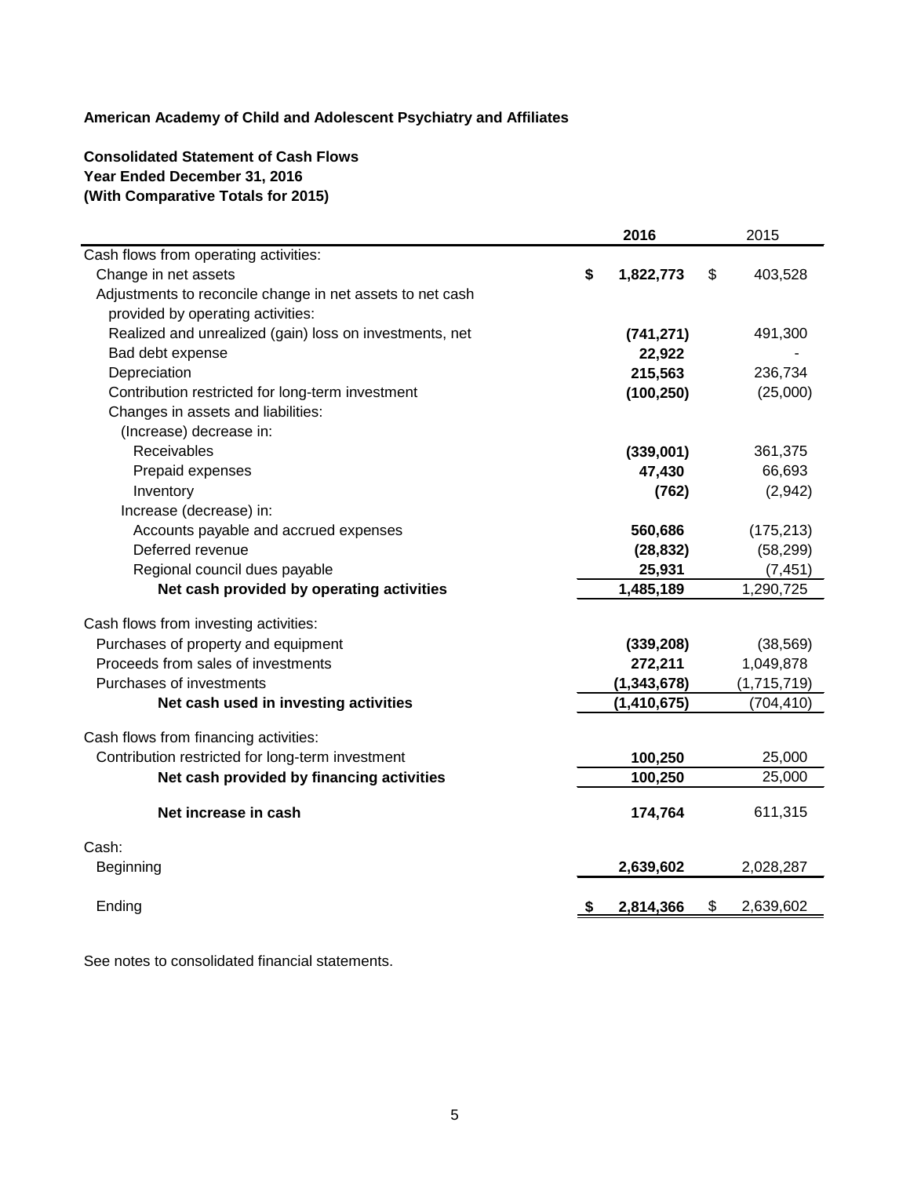**American Academy of Child and Adolescent Psychiatry and Affiliates**

**Consolidated Statement of Cash Flows**
**Year Ended December 31, 2016**
**(With Comparative Totals for 2015)**

| | **2016** | 2015 |
|---|---|---|
| Cash flows from operating activities: | | |
| Change in net assets | **$ 1,822,773** | $ 403,528 |
| Adjustments to reconcile change in net assets to net cash provided by operating activities: | | |
| Realized and unrealized (gain) loss on investments, net | **(741,271)** | 491,300 |
| Bad debt expense | **22,922** | - |
| Depreciation | **215,563** | 236,734 |
| Contribution restricted for long-term investment | **(100,250)** | (25,000) |
| Changes in assets and liabilities: | | |
| (Increase) decrease in: | | |
| Receivables | **(339,001)** | 361,375 |
| Prepaid expenses | **47,430** | 66,693 |
| Inventory | **(762)** | (2,942) |
| Increase (decrease) in: | | |
| Accounts payable and accrued expenses | **560,686** | (175,213) |
| Deferred revenue | **(28,832)** | (58,299) |
| Regional council dues payable | **25,931** | (7,451) |
| **Net cash provided by operating activities** | **1,485,189** | 1,290,725 |
| Cash flows from investing activities: | | |
| Purchases of property and equipment | **(339,208)** | (38,569) |
| Proceeds from sales of investments | **272,211** | 1,049,878 |
| Purchases of investments | **(1,343,678)** | (1,715,719) |
| **Net cash used in investing activities** | **(1,410,675)** | (704,410) |
| Cash flows from financing activities: | | |
| Contribution restricted for long-term investment | **100,250** | 25,000 |
| **Net cash provided by financing activities** | **100,250** | 25,000 |
| **Net increase in cash** | **174,764** | 611,315 |
| Cash: | | |
| Beginning | **2,639,602** | 2,028,287 |
| Ending | **$ 2,814,366** | $ 2,639,602 |

See notes to consolidated financial statements.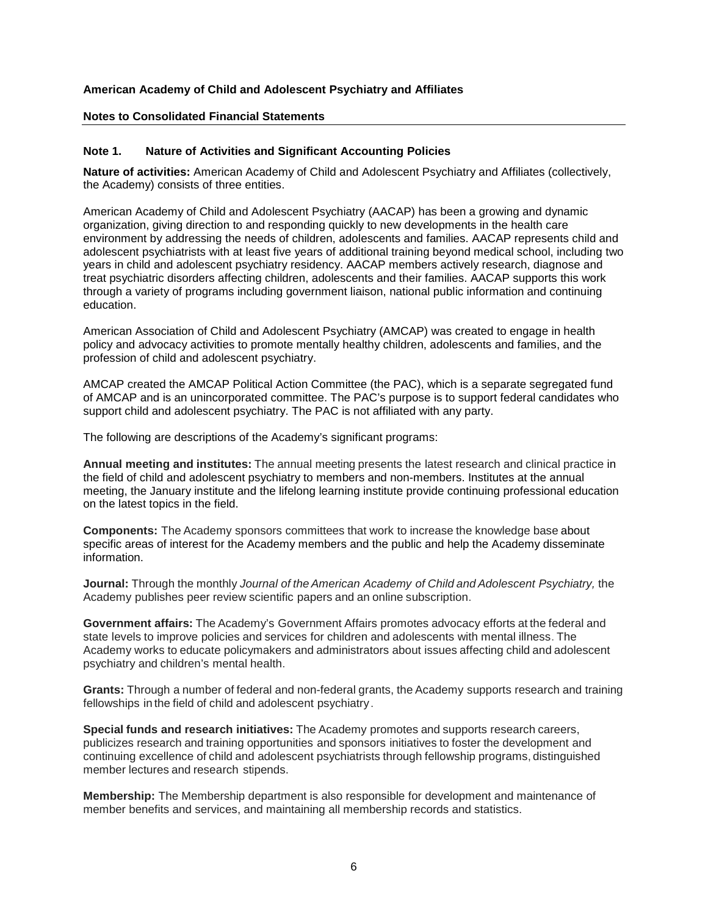**American Academy of Child and Adolescent Psychiatry and Affiliates**

**Notes to Consolidated Financial Statements**

**Note 1. Nature of Activities and Significant Accounting Policies**

**Nature of activities:** American Academy of Child and Adolescent Psychiatry and Affiliates (collectively, the Academy) consists of three entities.

American Academy of Child and Adolescent Psychiatry (AACAP) has been a growing and dynamic organization, giving direction to and responding quickly to new developments in the health care environment by addressing the needs of children, adolescents and families. AACAP represents child and adolescent psychiatrists with at least five years of additional training beyond medical school, including two years in child and adolescent psychiatry residency. AACAP members actively research, diagnose and treat psychiatric disorders affecting children, adolescents and their families. AACAP supports this work through a variety of programs including government liaison, national public information and continuing education.

American Association of Child and Adolescent Psychiatry (AMCAP) was created to engage in health policy and advocacy activities to promote mentally healthy children, adolescents and families, and the profession of child and adolescent psychiatry.

AMCAP created the AMCAP Political Action Committee (the PAC), which is a separate segregated fund of AMCAP and is an unincorporated committee. The PAC's purpose is to support federal candidates who support child and adolescent psychiatry. The PAC is not affiliated with any party.

The following are descriptions of the Academy's significant programs:

**Annual meeting and institutes:** The annual meeting presents the latest research and clinical practice in the field of child and adolescent psychiatry to members and non-members. Institutes at the annual meeting, the January institute and the lifelong learning institute provide continuing professional education on the latest topics in the field.

**Components:** The Academy sponsors committees that work to increase the knowledge base about specific areas of interest for the Academy members and the public and help the Academy disseminate information.

**Journal:** Through the monthly *Journal of the American Academy of Child and Adolescent Psychiatry,* the Academy publishes peer review scientific papers and an online subscription.

**Government affairs:** The Academy's Government Affairs promotes advocacy efforts at the federal and state levels to improve policies and services for children and adolescents with mental illness. The Academy works to educate policymakers and administrators about issues affecting child and adolescent psychiatry and children's mental health.

**Grants:** Through a number of federal and non-federal grants, the Academy supports research and training fellowships in the field of child and adolescent psychiatry.

**Special funds and research initiatives:** The Academy promotes and supports research careers, publicizes research and training opportunities and sponsors initiatives to foster the development and continuing excellence of child and adolescent psychiatrists through fellowship programs, distinguished member lectures and research stipends.

**Membership:** The Membership department is also responsible for development and maintenance of member benefits and services, and maintaining all membership records and statistics.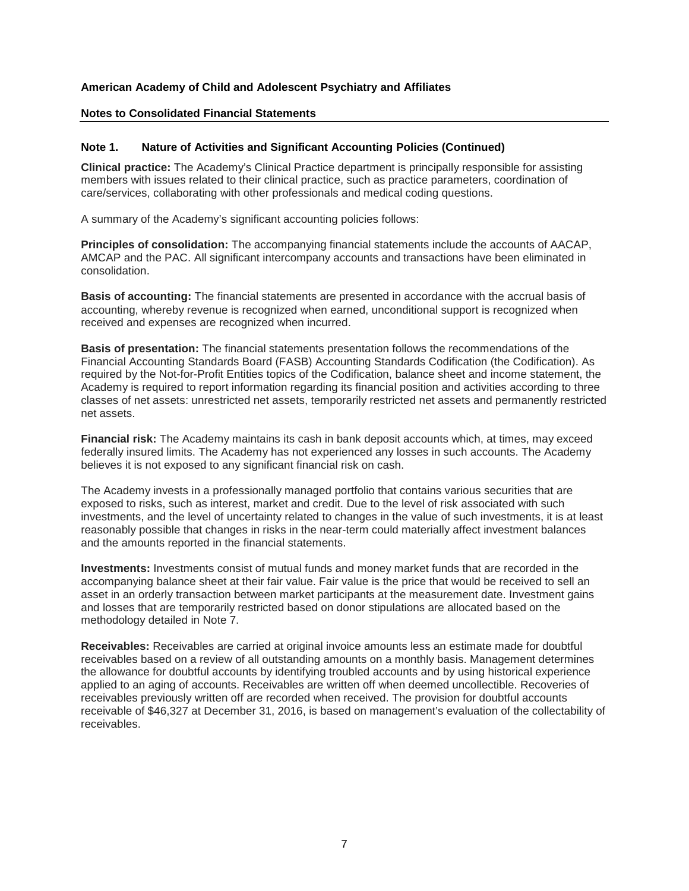**American Academy of Child and Adolescent Psychiatry and Affiliates**

**Notes to Consolidated Financial Statements**

## Note 1. Nature of Activities and Significant Accounting Policies (Continued)

**Clinical practice:** The Academy's Clinical Practice department is principally responsible for assisting members with issues related to their clinical practice, such as practice parameters, coordination of care/services, collaborating with other professionals and medical coding questions.

A summary of the Academy's significant accounting policies follows:

**Principles of consolidation:** The accompanying financial statements include the accounts of AACAP, AMCAP and the PAC. All significant intercompany accounts and transactions have been eliminated in consolidation.

**Basis of accounting:** The financial statements are presented in accordance with the accrual basis of accounting, whereby revenue is recognized when earned, unconditional support is recognized when received and expenses are recognized when incurred.

**Basis of presentation:** The financial statements presentation follows the recommendations of the Financial Accounting Standards Board (FASB) Accounting Standards Codification (the Codification). As required by the Not-for-Profit Entities topics of the Codification, balance sheet and income statement, the Academy is required to report information regarding its financial position and activities according to three classes of net assets: unrestricted net assets, temporarily restricted net assets and permanently restricted net assets.

**Financial risk:** The Academy maintains its cash in bank deposit accounts which, at times, may exceed federally insured limits. The Academy has not experienced any losses in such accounts. The Academy believes it is not exposed to any significant financial risk on cash.

The Academy invests in a professionally managed portfolio that contains various securities that are exposed to risks, such as interest, market and credit. Due to the level of risk associated with such investments, and the level of uncertainty related to changes in the value of such investments, it is at least reasonably possible that changes in risks in the near-term could materially affect investment balances and the amounts reported in the financial statements.

**Investments:** Investments consist of mutual funds and money market funds that are recorded in the accompanying balance sheet at their fair value. Fair value is the price that would be received to sell an asset in an orderly transaction between market participants at the measurement date. Investment gains and losses that are temporarily restricted based on donor stipulations are allocated based on the methodology detailed in Note 7.

**Receivables:** Receivables are carried at original invoice amounts less an estimate made for doubtful receivables based on a review of all outstanding amounts on a monthly basis. Management determines the allowance for doubtful accounts by identifying troubled accounts and by using historical experience applied to an aging of accounts. Receivables are written off when deemed uncollectible. Recoveries of receivables previously written off are recorded when received. The provision for doubtful accounts receivable of $46,327 at December 31, 2016, is based on management's evaluation of the collectability of receivables.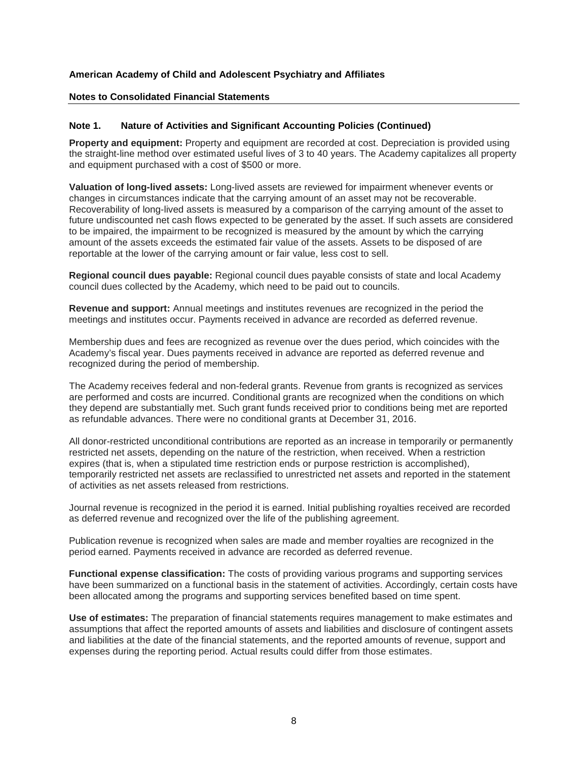**American Academy of Child and Adolescent Psychiatry and Affiliates**

**Notes to Consolidated Financial Statements**

## Note 1. Nature of Activities and Significant Accounting Policies (Continued)

**Property and equipment:** Property and equipment are recorded at cost. Depreciation is provided using the straight-line method over estimated useful lives of 3 to 40 years. The Academy capitalizes all property and equipment purchased with a cost of $500 or more.

**Valuation of long-lived assets:** Long-lived assets are reviewed for impairment whenever events or changes in circumstances indicate that the carrying amount of an asset may not be recoverable. Recoverability of long-lived assets is measured by a comparison of the carrying amount of the asset to future undiscounted net cash flows expected to be generated by the asset. If such assets are considered to be impaired, the impairment to be recognized is measured by the amount by which the carrying amount of the assets exceeds the estimated fair value of the assets. Assets to be disposed of are reportable at the lower of the carrying amount or fair value, less cost to sell.

**Regional council dues payable:** Regional council dues payable consists of state and local Academy council dues collected by the Academy, which need to be paid out to councils.

**Revenue and support:** Annual meetings and institutes revenues are recognized in the period the meetings and institutes occur. Payments received in advance are recorded as deferred revenue.

Membership dues and fees are recognized as revenue over the dues period, which coincides with the Academy's fiscal year. Dues payments received in advance are reported as deferred revenue and recognized during the period of membership.

The Academy receives federal and non-federal grants. Revenue from grants is recognized as services are performed and costs are incurred. Conditional grants are recognized when the conditions on which they depend are substantially met. Such grant funds received prior to conditions being met are reported as refundable advances. There were no conditional grants at December 31, 2016.

All donor-restricted unconditional contributions are reported as an increase in temporarily or permanently restricted net assets, depending on the nature of the restriction, when received. When a restriction expires (that is, when a stipulated time restriction ends or purpose restriction is accomplished), temporarily restricted net assets are reclassified to unrestricted net assets and reported in the statement of activities as net assets released from restrictions.

Journal revenue is recognized in the period it is earned. Initial publishing royalties received are recorded as deferred revenue and recognized over the life of the publishing agreement.

Publication revenue is recognized when sales are made and member royalties are recognized in the period earned. Payments received in advance are recorded as deferred revenue.

**Functional expense classification:** The costs of providing various programs and supporting services have been summarized on a functional basis in the statement of activities. Accordingly, certain costs have been allocated among the programs and supporting services benefited based on time spent.

**Use of estimates:** The preparation of financial statements requires management to make estimates and assumptions that affect the reported amounts of assets and liabilities and disclosure of contingent assets and liabilities at the date of the financial statements, and the reported amounts of revenue, support and expenses during the reporting period. Actual results could differ from those estimates.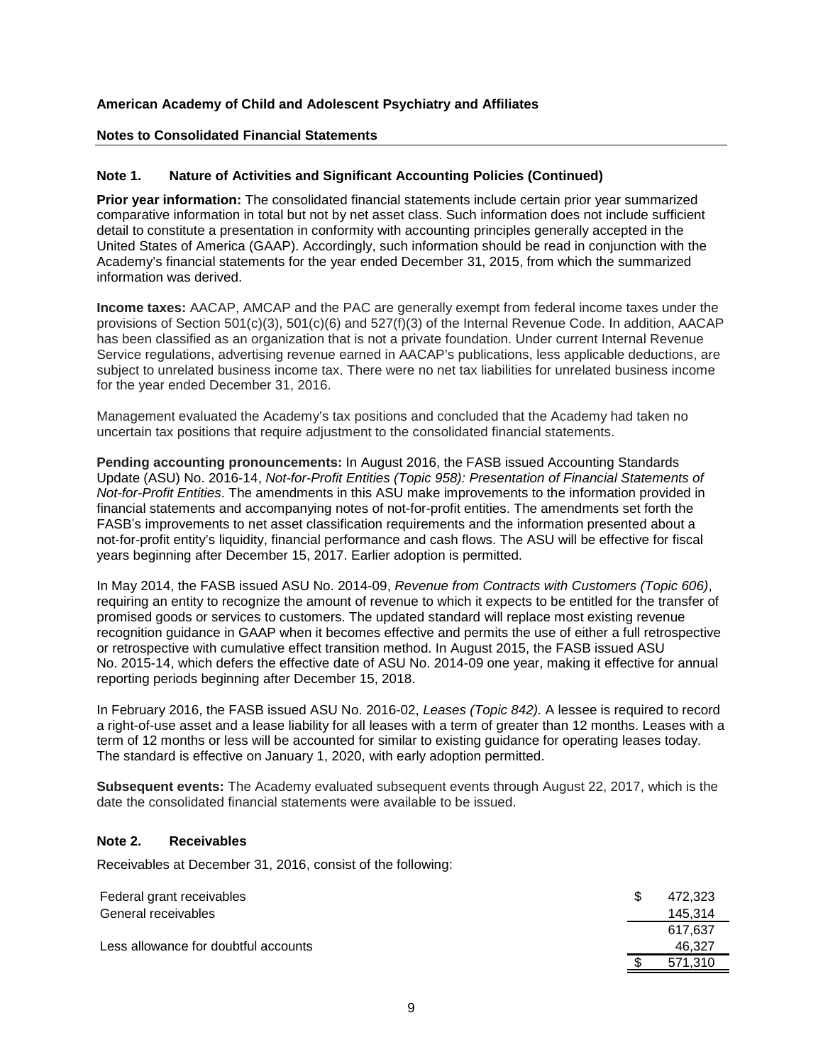**American Academy of Child and Adolescent Psychiatry and Affiliates**

**Notes to Consolidated Financial Statements**

## Note 1. Nature of Activities and Significant Accounting Policies (Continued)

**Prior year information:** The consolidated financial statements include certain prior year summarized comparative information in total but not by net asset class. Such information does not include sufficient detail to constitute a presentation in conformity with accounting principles generally accepted in the United States of America (GAAP). Accordingly, such information should be read in conjunction with the Academy's financial statements for the year ended December 31, 2015, from which the summarized information was derived.

**Income taxes:** AACAP, AMCAP and the PAC are generally exempt from federal income taxes under the provisions of Section 501(c)(3), 501(c)(6) and 527(f)(3) of the Internal Revenue Code. In addition, AACAP has been classified as an organization that is not a private foundation. Under current Internal Revenue Service regulations, advertising revenue earned in AACAP's publications, less applicable deductions, are subject to unrelated business income tax. There were no net tax liabilities for unrelated business income for the year ended December 31, 2016.

Management evaluated the Academy's tax positions and concluded that the Academy had taken no uncertain tax positions that require adjustment to the consolidated financial statements.

**Pending accounting pronouncements:** In August 2016, the FASB issued Accounting Standards Update (ASU) No. 2016-14, *Not-for-Profit Entities (Topic 958): Presentation of Financial Statements of Not-for-Profit Entities*. The amendments in this ASU make improvements to the information provided in financial statements and accompanying notes of not-for-profit entities. The amendments set forth the FASB's improvements to net asset classification requirements and the information presented about a not-for-profit entity's liquidity, financial performance and cash flows. The ASU will be effective for fiscal years beginning after December 15, 2017. Earlier adoption is permitted.

In May 2014, the FASB issued ASU No. 2014-09, *Revenue from Contracts with Customers (Topic 606)*, requiring an entity to recognize the amount of revenue to which it expects to be entitled for the transfer of promised goods or services to customers. The updated standard will replace most existing revenue recognition guidance in GAAP when it becomes effective and permits the use of either a full retrospective or retrospective with cumulative effect transition method. In August 2015, the FASB issued ASU No. 2015-14, which defers the effective date of ASU No. 2014-09 one year, making it effective for annual reporting periods beginning after December 15, 2018.

In February 2016, the FASB issued ASU No. 2016-02, *Leases (Topic 842).* A lessee is required to record a right-of-use asset and a lease liability for all leases with a term of greater than 12 months. Leases with a term of 12 months or less will be accounted for similar to existing guidance for operating leases today. The standard is effective on January 1, 2020, with early adoption permitted.

**Subsequent events:** The Academy evaluated subsequent events through August 22, 2017, which is the date the consolidated financial statements were available to be issued.

## Note 2. Receivables

Receivables at December 31, 2016, consist of the following:

| | |
|---|---|
| Federal grant receivables | $ 472,323 |
| General receivables | 145,314 |
| | 617,637 |
| Less allowance for doubtful accounts | 46,327 |
| | $ 571,310 |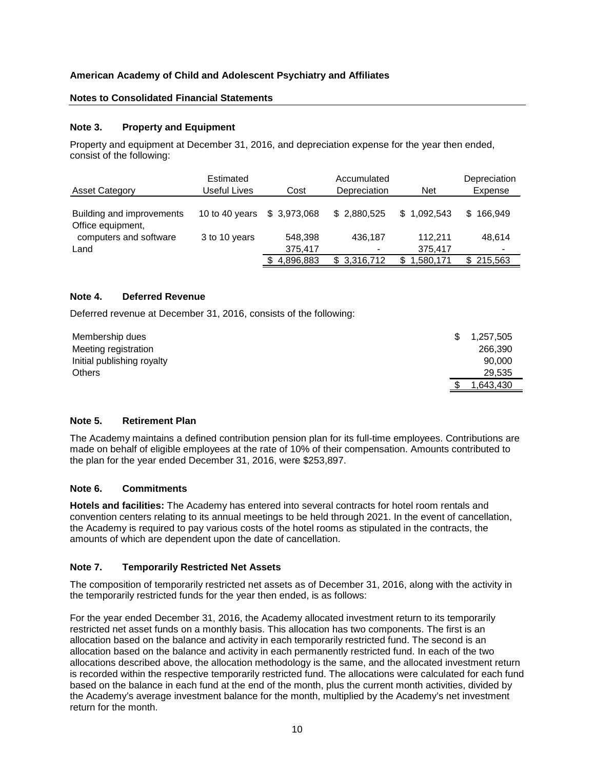**American Academy of Child and Adolescent Psychiatry and Affiliates**

**Notes to Consolidated Financial Statements**

### Note 3. Property and Equipment

Property and equipment at December 31, 2016, and depreciation expense for the year then ended, consist of the following:

| Asset Category | Estimated Useful Lives | Cost | Accumulated Depreciation | Net | Depreciation Expense |
|---|---|---|---|---|---|
| Building and improvements | 10 to 40 years | $ 3,973,068 | $ 2,880,525 | $ 1,092,543 | $ 166,949 |
| Office equipment, computers and software | 3 to 10 years | 548,398 | 436,187 | 112,211 | 48,614 |
| Land | | 375,417 | - | 375,417 | - |
| | | $ 4,896,883 | $ 3,316,712 | $ 1,580,171 | $ 215,563 |

### Note 4. Deferred Revenue

Deferred revenue at December 31, 2016, consists of the following:

| | |
|---|---|
| Membership dues | $ 1,257,505 |
| Meeting registration | 266,390 |
| Initial publishing royalty | 90,000 |
| Others | 29,535 |
| | $ 1,643,430 |

### Note 5. Retirement Plan

The Academy maintains a defined contribution pension plan for its full-time employees. Contributions are made on behalf of eligible employees at the rate of 10% of their compensation. Amounts contributed to the plan for the year ended December 31, 2016, were $253,897.

### Note 6. Commitments

**Hotels and facilities:** The Academy has entered into several contracts for hotel room rentals and convention centers relating to its annual meetings to be held through 2021. In the event of cancellation, the Academy is required to pay various costs of the hotel rooms as stipulated in the contracts, the amounts of which are dependent upon the date of cancellation.

### Note 7. Temporarily Restricted Net Assets

The composition of temporarily restricted net assets as of December 31, 2016, along with the activity in the temporarily restricted funds for the year then ended, is as follows:

For the year ended December 31, 2016, the Academy allocated investment return to its temporarily restricted net asset funds on a monthly basis. This allocation has two components. The first is an allocation based on the balance and activity in each temporarily restricted fund. The second is an allocation based on the balance and activity in each permanently restricted fund. In each of the two allocations described above, the allocation methodology is the same, and the allocated investment return is recorded within the respective temporarily restricted fund. The allocations were calculated for each fund based on the balance in each fund at the end of the month, plus the current month activities, divided by the Academy's average investment balance for the month, multiplied by the Academy's net investment return for the month.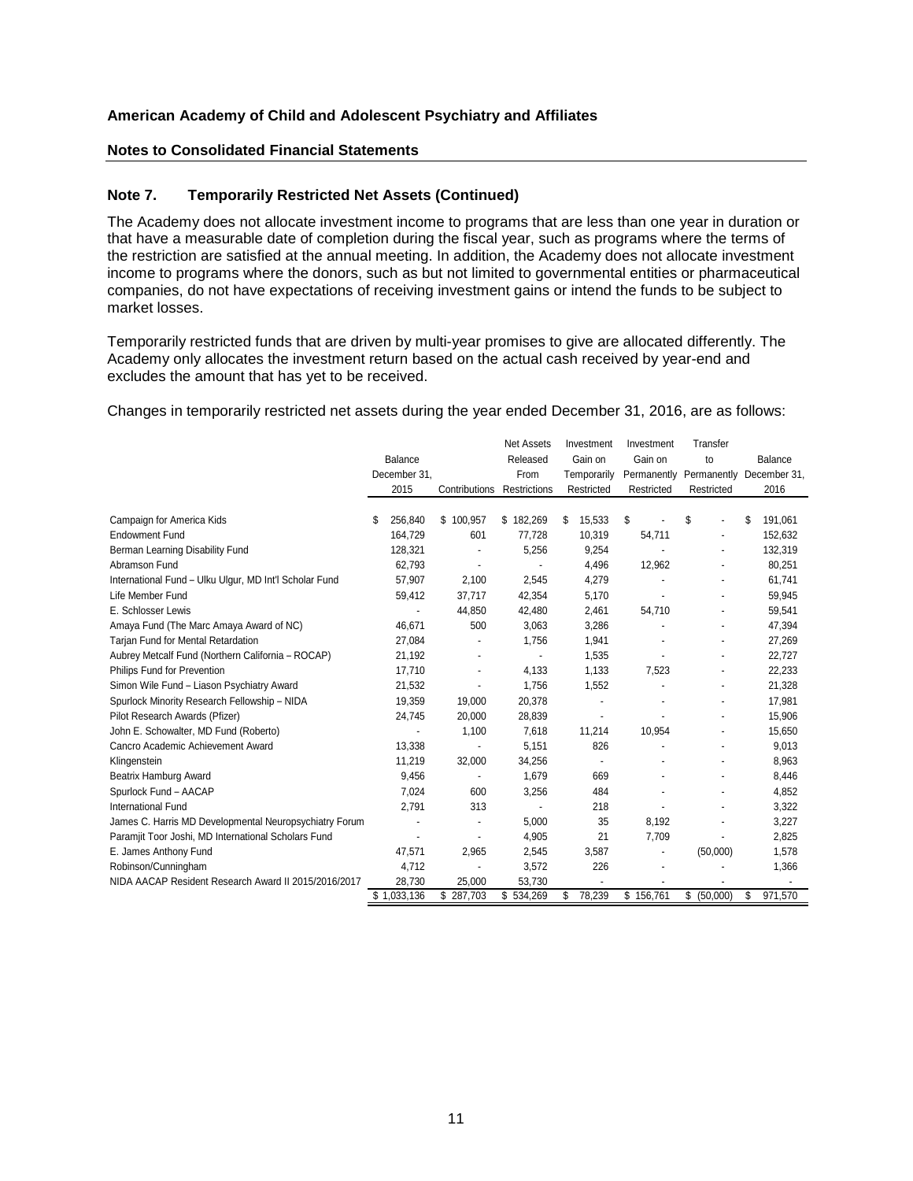**American Academy of Child and Adolescent Psychiatry and Affiliates**

**Notes to Consolidated Financial Statements**

## Note 7. Temporarily Restricted Net Assets (Continued)

The Academy does not allocate investment income to programs that are less than one year in duration or that have a measurable date of completion during the fiscal year, such as programs where the terms of the restriction are satisfied at the annual meeting. In addition, the Academy does not allocate investment income to programs where the donors, such as but not limited to governmental entities or pharmaceutical companies, do not have expectations of receiving investment gains or intend the funds to be subject to market losses.

Temporarily restricted funds that are driven by multi-year promises to give are allocated differently. The Academy only allocates the investment return based on the actual cash received by year-end and excludes the amount that has yet to be received.

Changes in temporarily restricted net assets during the year ended December 31, 2016, are as follows:

| | Balance December 31, 2015 | Contributions | Net Assets Released From Restrictions | Investment Gain on Temporarily Restricted | Investment Gain on Permanently Restricted | Transfer to Permanently Restricted | Balance December 31, 2016 |
|---|---|---|---|---|---|---|---|
| Campaign for America Kids | $ 256,840 | $ 100,957 | $ 182,269 | $ 15,533 | $ - | $ - | $ 191,061 |
| Endowment Fund | 164,729 | 601 | 77,728 | 10,319 | 54,711 | - | 152,632 |
| Berman Learning Disability Fund | 128,321 | - | 5,256 | 9,254 | - | - | 132,319 |
| Abramson Fund | 62,793 | - | - | 4,496 | 12,962 | - | 80,251 |
| International Fund – Ulku Ulgur, MD Int'l Scholar Fund | 57,907 | 2,100 | 2,545 | 4,279 | - | - | 61,741 |
| Life Member Fund | 59,412 | 37,717 | 42,354 | 5,170 | - | - | 59,945 |
| E. Schlosser Lewis | - | 44,850 | 42,480 | 2,461 | 54,710 | - | 59,541 |
| Amaya Fund (The Marc Amaya Award of NC) | 46,671 | 500 | 3,063 | 3,286 | - | - | 47,394 |
| Tarjan Fund for Mental Retardation | 27,084 | - | 1,756 | 1,941 | - | - | 27,269 |
| Aubrey Metcalf Fund (Northern California – ROCAP) | 21,192 | - | - | 1,535 | - | - | 22,727 |
| Philips Fund for Prevention | 17,710 | - | 4,133 | 1,133 | 7,523 | - | 22,233 |
| Simon Wile Fund – Liason Psychiatry Award | 21,532 | - | 1,756 | 1,552 | - | - | 21,328 |
| Spurlock Minority Research Fellowship – NIDA | 19,359 | 19,000 | 20,378 | - | - | - | 17,981 |
| Pilot Research Awards (Pfizer) | 24,745 | 20,000 | 28,839 | - | - | - | 15,906 |
| John E. Schowalter, MD Fund (Roberto) | - | 1,100 | 7,618 | 11,214 | 10,954 | - | 15,650 |
| Cancro Academic Achievement Award | 13,338 | - | 5,151 | 826 | - | - | 9,013 |
| Klingenstein | 11,219 | 32,000 | 34,256 | - | - | - | 8,963 |
| Beatrix Hamburg Award | 9,456 | - | 1,679 | 669 | - | - | 8,446 |
| Spurlock Fund – AACAP | 7,024 | 600 | 3,256 | 484 | - | - | 4,852 |
| International Fund | 2,791 | 313 | - | 218 | - | - | 3,322 |
| James C. Harris MD Developmental Neuropsychiatry Forum | - | - | 5,000 | 35 | 8,192 | - | 3,227 |
| Paramjit Toor Joshi, MD International Scholars Fund | - | - | 4,905 | 21 | 7,709 | - | 2,825 |
| E. James Anthony Fund | 47,571 | 2,965 | 2,545 | 3,587 | - | (50,000) | 1,578 |
| Robinson/Cunningham | 4,712 | - | 3,572 | 226 | - | - | 1,366 |
| NIDA AACAP Resident Research Award II 2015/2016/2017 | 28,730 | 25,000 | 53,730 | - | - | - | - |
| | $ 1,033,136 | $ 287,703 | $ 534,269 | $ 78,239 | $ 156,761 | $ (50,000) | $ 971,570 |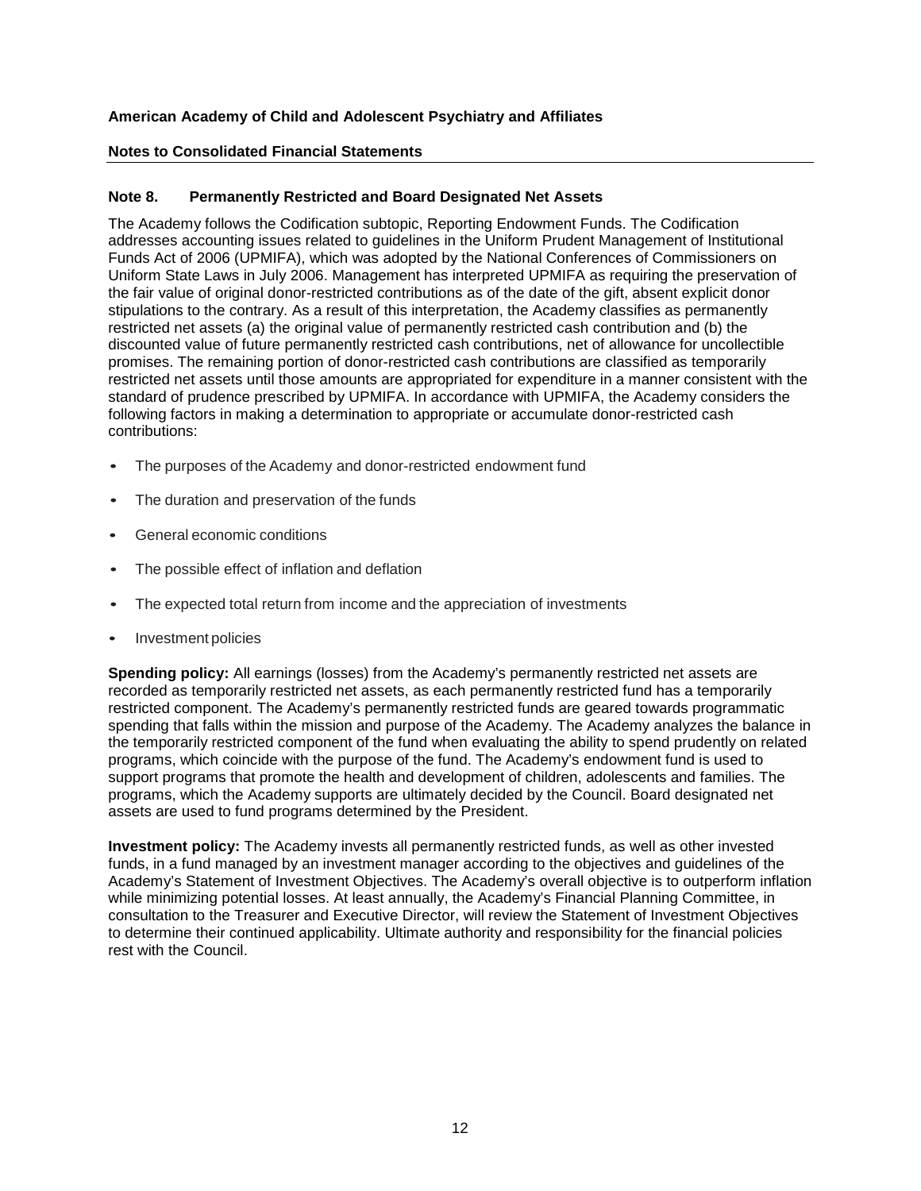**American Academy of Child and Adolescent Psychiatry and Affiliates**

**Notes to Consolidated Financial Statements**

## Note 8. Permanently Restricted and Board Designated Net Assets

The Academy follows the Codification subtopic, Reporting Endowment Funds. The Codification addresses accounting issues related to guidelines in the Uniform Prudent Management of Institutional Funds Act of 2006 (UPMIFA), which was adopted by the National Conferences of Commissioners on Uniform State Laws in July 2006. Management has interpreted UPMIFA as requiring the preservation of the fair value of original donor-restricted contributions as of the date of the gift, absent explicit donor stipulations to the contrary. As a result of this interpretation, the Academy classifies as permanently restricted net assets (a) the original value of permanently restricted cash contribution and (b) the discounted value of future permanently restricted cash contributions, net of allowance for uncollectible promises. The remaining portion of donor-restricted cash contributions are classified as temporarily restricted net assets until those amounts are appropriated for expenditure in a manner consistent with the standard of prudence prescribed by UPMIFA. In accordance with UPMIFA, the Academy considers the following factors in making a determination to appropriate or accumulate donor-restricted cash contributions:

- The purposes of the Academy and donor-restricted endowment fund
- The duration and preservation of the funds
- General economic conditions
- The possible effect of inflation and deflation
- The expected total return from income and the appreciation of investments
- Investment policies

**Spending policy:** All earnings (losses) from the Academy's permanently restricted net assets are recorded as temporarily restricted net assets, as each permanently restricted fund has a temporarily restricted component. The Academy's permanently restricted funds are geared towards programmatic spending that falls within the mission and purpose of the Academy. The Academy analyzes the balance in the temporarily restricted component of the fund when evaluating the ability to spend prudently on related programs, which coincide with the purpose of the fund. The Academy's endowment fund is used to support programs that promote the health and development of children, adolescents and families. The programs, which the Academy supports are ultimately decided by the Council. Board designated net assets are used to fund programs determined by the President.

**Investment policy:** The Academy invests all permanently restricted funds, as well as other invested funds, in a fund managed by an investment manager according to the objectives and guidelines of the Academy's Statement of Investment Objectives. The Academy's overall objective is to outperform inflation while minimizing potential losses. At least annually, the Academy's Financial Planning Committee, in consultation to the Treasurer and Executive Director, will review the Statement of Investment Objectives to determine their continued applicability. Ultimate authority and responsibility for the financial policies rest with the Council.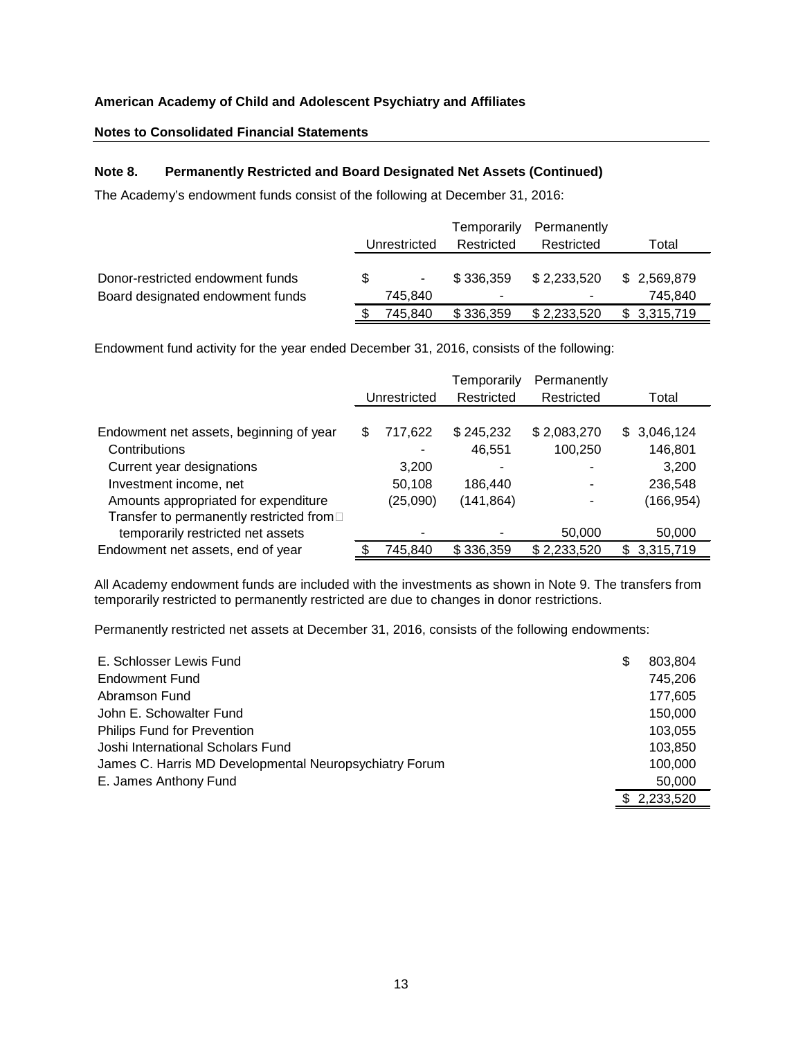**American Academy of Child and Adolescent Psychiatry and Affiliates**

**Notes to Consolidated Financial Statements**

### Note 8. Permanently Restricted and Board Designated Net Assets (Continued)

The Academy's endowment funds consist of the following at December 31, 2016:

| | Unrestricted | Temporarily Restricted | Permanently Restricted | Total |
|---|---|---|---|---|
| Donor-restricted endowment funds | $ - | $ 336,359 | $ 2,233,520 | $ 2,569,879 |
| Board designated endowment funds | 745,840 | - | - | 745,840 |
| | $ 745,840 | $ 336,359 | $ 2,233,520 | $ 3,315,719 |

Endowment fund activity for the year ended December 31, 2016, consists of the following:

| | Unrestricted | Temporarily Restricted | Permanently Restricted | Total |
|---|---|---|---|---|
| Endowment net assets, beginning of year | $ 717,622 | $ 245,232 | $ 2,083,270 | $ 3,046,124 |
| Contributions | - | 46,551 | 100,250 | 146,801 |
| Current year designations | 3,200 | - | - | 3,200 |
| Investment income, net | 50,108 | 186,440 | - | 236,548 |
| Amounts appropriated for expenditure | (25,090) | (141,864) | - | (166,954) |
| Transfer to permanently restricted from temporarily restricted net assets | - | - | 50,000 | 50,000 |
| Endowment net assets, end of year | $ 745,840 | $ 336,359 | $ 2,233,520 | $ 3,315,719 |

All Academy endowment funds are included with the investments as shown in Note 9. The transfers from temporarily restricted to permanently restricted are due to changes in donor restrictions.

Permanently restricted net assets at December 31, 2016, consists of the following endowments:

| | |
|---|---|
| E. Schlosser Lewis Fund | $ 803,804 |
| Endowment Fund | 745,206 |
| Abramson Fund | 177,605 |
| John E. Schowalter Fund | 150,000 |
| Philips Fund for Prevention | 103,055 |
| Joshi International Scholars Fund | 103,850 |
| James C. Harris MD Developmental Neuropsychiatry Forum | 100,000 |
| E. James Anthony Fund | 50,000 |
| | $ 2,233,520 |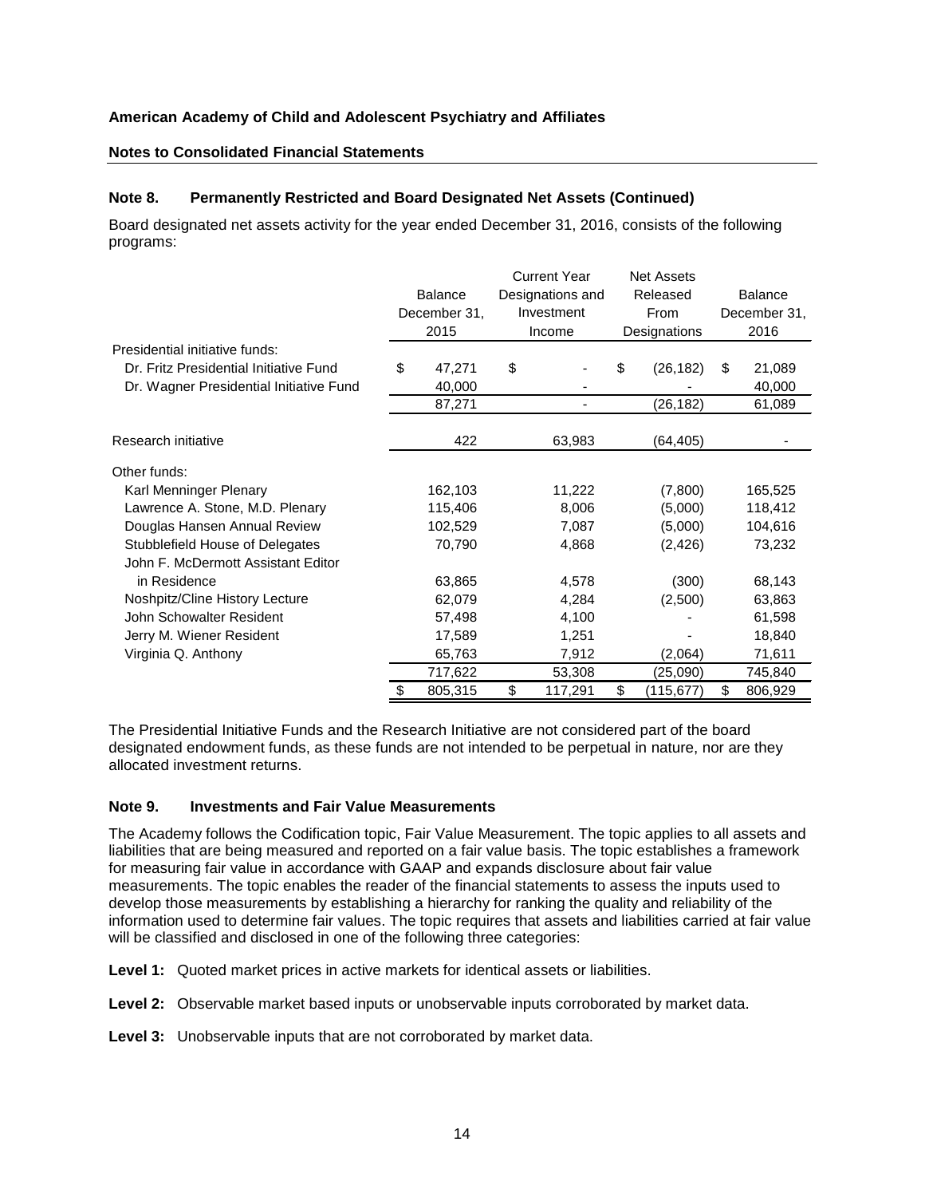**American Academy of Child and Adolescent Psychiatry and Affiliates**

**Notes to Consolidated Financial Statements**

### Note 8. Permanently Restricted and Board Designated Net Assets (Continued)

Board designated net assets activity for the year ended December 31, 2016, consists of the following programs:

| | Balance December 31, 2015 | Current Year Designations and Investment Income | Net Assets Released From Designations | Balance December 31, 2016 |
|---|---|---|---|---|
| Presidential initiative funds: | | | | |
| Dr. Fritz Presidential Initiative Fund | $ 47,271 | $ - | $ (26,182) | $ 21,089 |
| Dr. Wagner Presidential Initiative Fund | 40,000 | - | - | 40,000 |
| | 87,271 | - | (26,182) | 61,089 |
| Research initiative | 422 | 63,983 | (64,405) | - |
| Other funds: | | | | |
| Karl Menninger Plenary | 162,103 | 11,222 | (7,800) | 165,525 |
| Lawrence A. Stone, M.D. Plenary | 115,406 | 8,006 | (5,000) | 118,412 |
| Douglas Hansen Annual Review | 102,529 | 7,087 | (5,000) | 104,616 |
| Stubblefield House of Delegates | 70,790 | 4,868 | (2,426) | 73,232 |
| John F. McDermott Assistant Editor in Residence | 63,865 | 4,578 | (300) | 68,143 |
| Noshpitz/Cline History Lecture | 62,079 | 4,284 | (2,500) | 63,863 |
| John Schowalter Resident | 57,498 | 4,100 | - | 61,598 |
| Jerry M. Wiener Resident | 17,589 | 1,251 | - | 18,840 |
| Virginia Q. Anthony | 65,763 | 7,912 | (2,064) | 71,611 |
| | 717,622 | 53,308 | (25,090) | 745,840 |
| | $ 805,315 | $ 117,291 | $ (115,677) | $ 806,929 |

The Presidential Initiative Funds and the Research Initiative are not considered part of the board designated endowment funds, as these funds are not intended to be perpetual in nature, nor are they allocated investment returns.

### Note 9. Investments and Fair Value Measurements

The Academy follows the Codification topic, Fair Value Measurement. The topic applies to all assets and liabilities that are being measured and reported on a fair value basis. The topic establishes a framework for measuring fair value in accordance with GAAP and expands disclosure about fair value measurements. The topic enables the reader of the financial statements to assess the inputs used to develop those measurements by establishing a hierarchy for ranking the quality and reliability of the information used to determine fair values. The topic requires that assets and liabilities carried at fair value will be classified and disclosed in one of the following three categories:

**Level 1:** Quoted market prices in active markets for identical assets or liabilities.

**Level 2:** Observable market based inputs or unobservable inputs corroborated by market data.

**Level 3:** Unobservable inputs that are not corroborated by market data.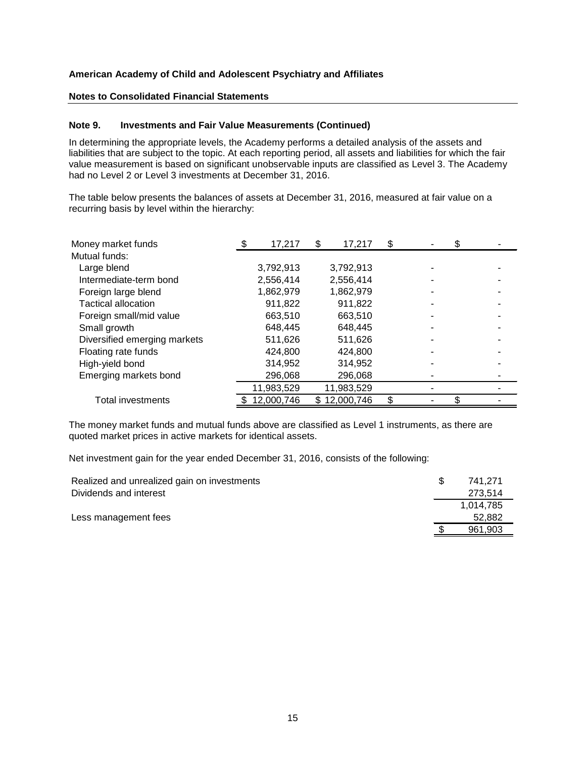**American Academy of Child and Adolescent Psychiatry and Affiliates**

**Notes to Consolidated Financial Statements**

**Note 9. Investments and Fair Value Measurements (Continued)**

In determining the appropriate levels, the Academy performs a detailed analysis of the assets and liabilities that are subject to the topic. At each reporting period, all assets and liabilities for which the fair value measurement is based on significant unobservable inputs are classified as Level 3. The Academy had no Level 2 or Level 3 investments at December 31, 2016.

The table below presents the balances of assets at December 31, 2016, measured at fair value on a recurring basis by level within the hierarchy:

| | | | | |
|---|---|---|---|---|
| Money market funds | $ 17,217 | $ 17,217 | $ - | $ - |
| Mutual funds: | | | | |
| Large blend | 3,792,913 | 3,792,913 | - | - |
| Intermediate-term bond | 2,556,414 | 2,556,414 | - | - |
| Foreign large blend | 1,862,979 | 1,862,979 | - | - |
| Tactical allocation | 911,822 | 911,822 | - | - |
| Foreign small/mid value | 663,510 | 663,510 | - | - |
| Small growth | 648,445 | 648,445 | - | - |
| Diversified emerging markets | 511,626 | 511,626 | - | - |
| Floating rate funds | 424,800 | 424,800 | - | - |
| High-yield bond | 314,952 | 314,952 | - | - |
| Emerging markets bond | 296,068 | 296,068 | - | - |
| | 11,983,529 | 11,983,529 | - | - |
| Total investments | $ 12,000,746 | $ 12,000,746 | $ - | $ - |

The money market funds and mutual funds above are classified as Level 1 instruments, as there are quoted market prices in active markets for identical assets.

Net investment gain for the year ended December 31, 2016, consists of the following:

| | |
|---|---|
| Realized and unrealized gain on investments | $ 741,271 |
| Dividends and interest | 273,514 |
| | 1,014,785 |
| Less management fees | 52,882 |
| | $ 961,903 |